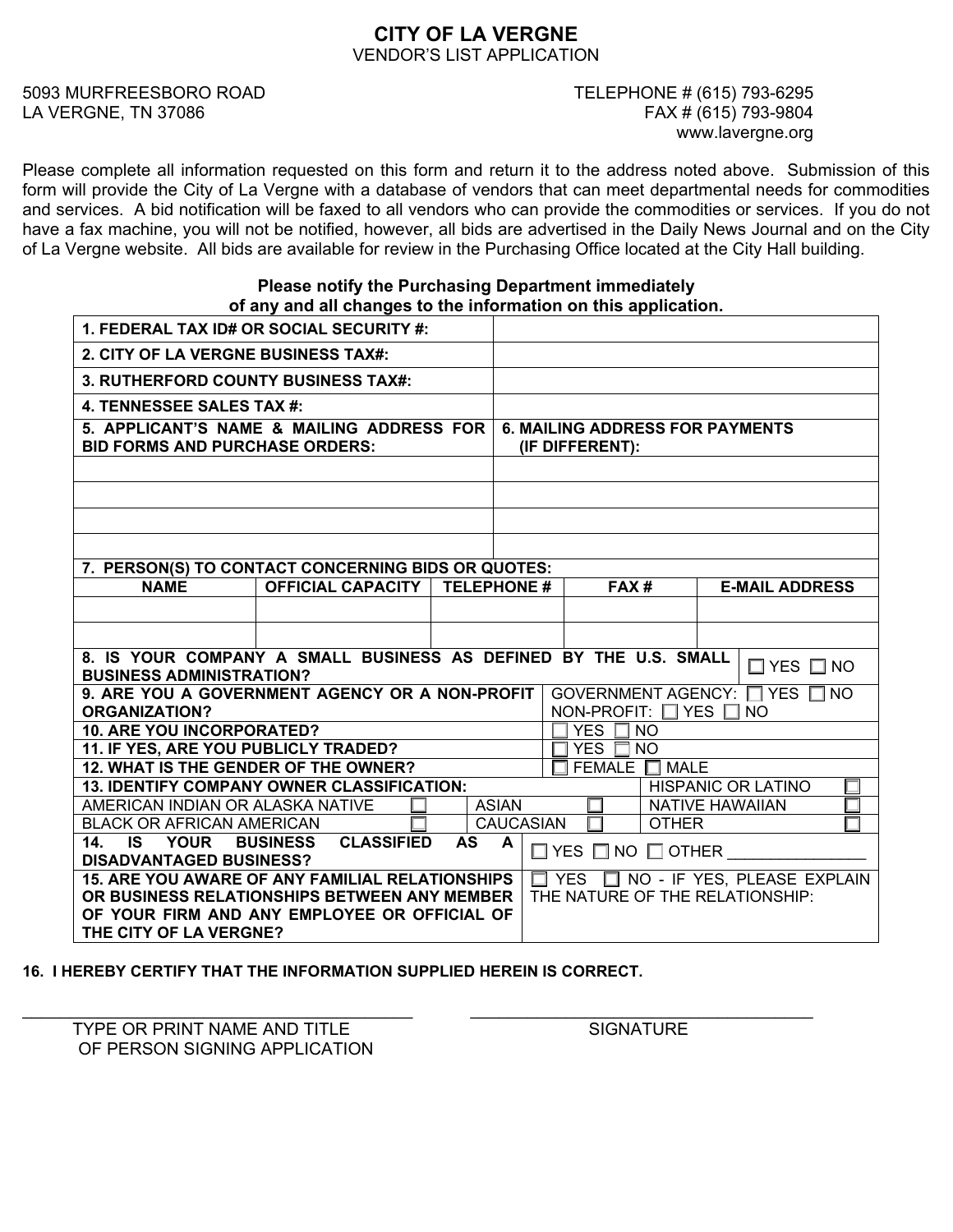# CITY OF LA VERGNE

VENDOR'S LIST APPLICATION

5093 MURFREESBORO ROAD
LA VERGNE, TN 37086

TELEPHONE # (615) 793-6295
FAX # (615) 793-9804
www.lavergne.org

Please complete all information requested on this form and return it to the address noted above. Submission of this form will provide the City of La Vergne with a database of vendors that can meet departmental needs for commodities and services. A bid notification will be faxed to all vendors who can provide the commodities or services. If you do not have a fax machine, you will not be notified, however, all bids are advertised in the Daily News Journal and on the City of La Vergne website. All bids are available for review in the Purchasing Office located at the City Hall building.

**Please notify the Purchasing Department immediately of any and all changes to the information on this application.**

| | |
|---|---|
| **1. FEDERAL TAX ID# OR SOCIAL SECURITY #:** | |
| **2. CITY OF LA VERGNE BUSINESS TAX#:** | |
| **3. RUTHERFORD COUNTY BUSINESS TAX#:** | |
| **4. TENNESSEE SALES TAX #:** | |
| **5. APPLICANT'S NAME & MAILING ADDRESS FOR BID FORMS AND PURCHASE ORDERS:** | **6. MAILING ADDRESS FOR PAYMENTS (IF DIFFERENT):** |
| | |
| | |
| | |
| | |

**7. PERSON(S) TO CONTACT CONCERNING BIDS OR QUOTES:**

| NAME | OFFICIAL CAPACITY | TELEPHONE # | FAX # | E-MAIL ADDRESS |
|---|---|---|---|---|
| | | | | |
| | | | | |

| | |
|---|---|
| **8. IS YOUR COMPANY A SMALL BUSINESS AS DEFINED BY THE U.S. SMALL BUSINESS ADMINISTRATION?** | ☐ YES ☐ NO |
| **9. ARE YOU A GOVERNMENT AGENCY OR A NON-PROFIT ORGANIZATION?** | GOVERNMENT AGENCY: ☐ YES ☐ NO<br>NON-PROFIT: ☐ YES ☐ NO |
| **10. ARE YOU INCORPORATED?** | ☐ YES ☐ NO |
| **11. IF YES, ARE YOU PUBLICLY TRADED?** | ☐ YES ☐ NO |
| **12. WHAT IS THE GENDER OF THE OWNER?** | ☐ FEMALE ☐ MALE |

**13. IDENTIFY COMPANY OWNER CLASSIFICATION:**

| | | |
|---|---|---|
| | | HISPANIC OR LATINO ☐ |
| AMERICAN INDIAN OR ALASKA NATIVE ☐ | ASIAN ☐ | NATIVE HAWAIIAN ☐ |
| BLACK OR AFRICAN AMERICAN ☐ | CAUCASIAN ☐ | OTHER ☐ |

| | |
|---|---|
| **14. IS YOUR BUSINESS CLASSIFIED AS A DISADVANTAGED BUSINESS?** | ☐ YES ☐ NO ☐ OTHER _______________ |
| **15. ARE YOU AWARE OF ANY FAMILIAL RELATIONSHIPS OR BUSINESS RELATIONSHIPS BETWEEN ANY MEMBER OF YOUR FIRM AND ANY EMPLOYEE OR OFFICIAL OF THE CITY OF LA VERGNE?** | ☐ YES ☐ NO - IF YES, PLEASE EXPLAIN THE NATURE OF THE RELATIONSHIP: |

**16. I HEREBY CERTIFY THAT THE INFORMATION SUPPLIED HEREIN IS CORRECT.**

_____________________________________ _____________________________________

TYPE OR PRINT NAME AND TITLE OF PERSON SIGNING APPLICATION          SIGNATURE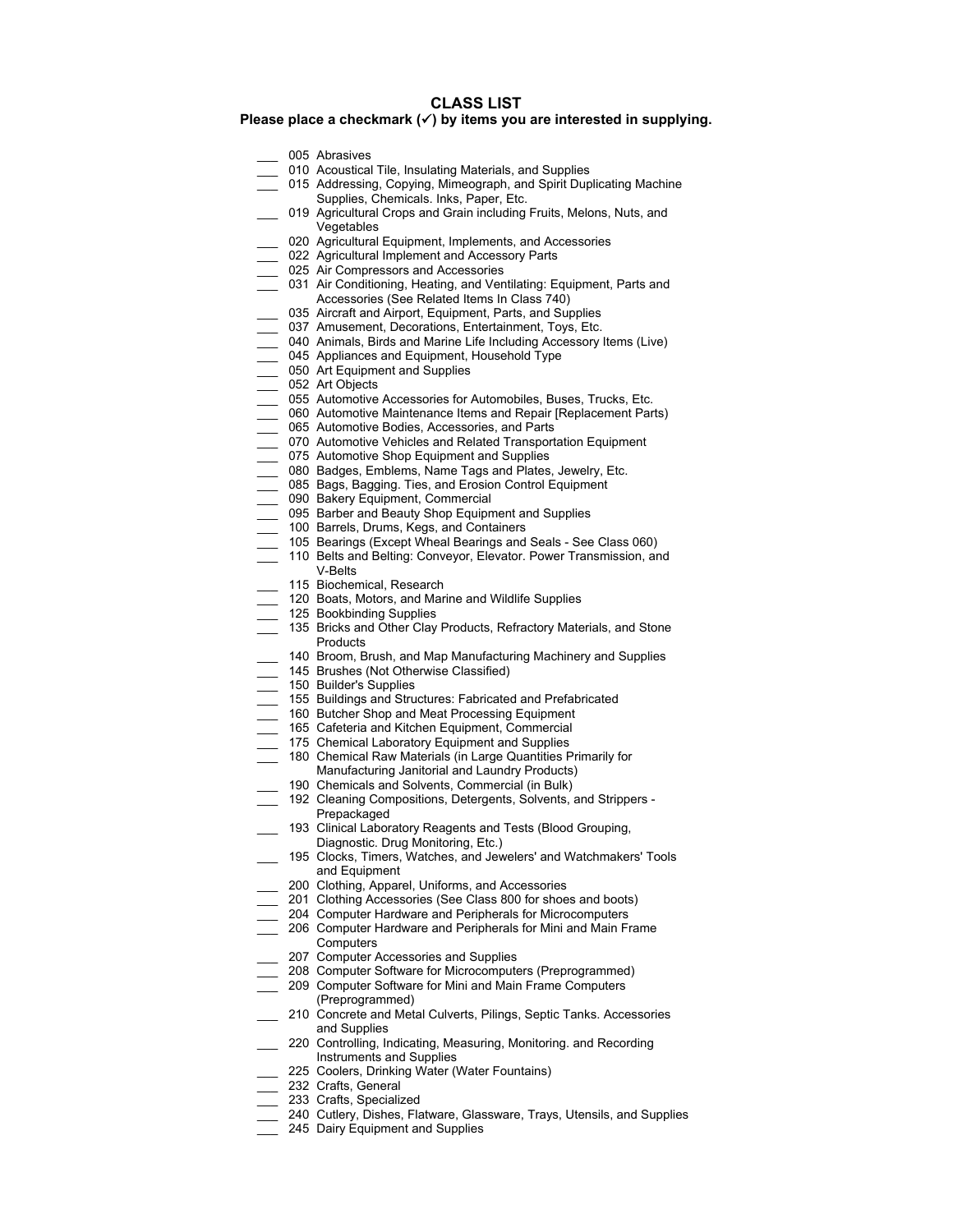## CLASS LIST

**Please place a checkmark (✓) by items you are interested in supplying.**

___ 005 Abrasives
___ 010 Acoustical Tile, Insulating Materials, and Supplies
___ 015 Addressing, Copying, Mimeograph, and Spirit Duplicating Machine Supplies, Chemicals. Inks, Paper, Etc.
___ 019 Agricultural Crops and Grain including Fruits, Melons, Nuts, and Vegetables
___ 020 Agricultural Equipment, Implements, and Accessories
___ 022 Agricultural Implement and Accessory Parts
___ 025 Air Compressors and Accessories
___ 031 Air Conditioning, Heating, and Ventilating: Equipment, Parts and Accessories (See Related Items In Class 740)
___ 035 Aircraft and Airport, Equipment, Parts, and Supplies
___ 037 Amusement, Decorations, Entertainment, Toys, Etc.
___ 040 Animals, Birds and Marine Life Including Accessory Items (Live)
___ 045 Appliances and Equipment, Household Type
___ 050 Art Equipment and Supplies
___ 052 Art Objects
___ 055 Automotive Accessories for Automobiles, Buses, Trucks, Etc.
___ 060 Automotive Maintenance Items and Repair [Replacement Parts)
___ 065 Automotive Bodies, Accessories, and Parts
___ 070 Automotive Vehicles and Related Transportation Equipment
___ 075 Automotive Shop Equipment and Supplies
___ 080 Badges, Emblems, Name Tags and Plates, Jewelry, Etc.
___ 085 Bags, Bagging. Ties, and Erosion Control Equipment
___ 090 Bakery Equipment, Commercial
___ 095 Barber and Beauty Shop Equipment and Supplies
___ 100 Barrels, Drums, Kegs, and Containers
___ 105 Bearings (Except Wheal Bearings and Seals - See Class 060)
___ 110 Belts and Belting: Conveyor, Elevator. Power Transmission, and V-Belts
___ 115 Biochemical, Research
___ 120 Boats, Motors, and Marine and Wildlife Supplies
___ 125 Bookbinding Supplies
___ 135 Bricks and Other Clay Products, Refractory Materials, and Stone Products
___ 140 Broom, Brush, and Map Manufacturing Machinery and Supplies
___ 145 Brushes (Not Otherwise Classified)
___ 150 Builder's Supplies
___ 155 Buildings and Structures: Fabricated and Prefabricated
___ 160 Butcher Shop and Meat Processing Equipment
___ 165 Cafeteria and Kitchen Equipment, Commercial
___ 175 Chemical Laboratory Equipment and Supplies
___ 180 Chemical Raw Materials (in Large Quantities Primarily for Manufacturing Janitorial and Laundry Products)
___ 190 Chemicals and Solvents, Commercial (in Bulk)
___ 192 Cleaning Compositions, Detergents, Solvents, and Strippers - Prepackaged
___ 193 Clinical Laboratory Reagents and Tests (Blood Grouping, Diagnostic. Drug Monitoring, Etc.)
___ 195 Clocks, Timers, Watches, and Jewelers' and Watchmakers' Tools and Equipment
___ 200 Clothing, Apparel, Uniforms, and Accessories
___ 201 Clothing Accessories (See Class 800 for shoes and boots)
___ 204 Computer Hardware and Peripherals for Microcomputers
___ 206 Computer Hardware and Peripherals for Mini and Main Frame Computers
___ 207 Computer Accessories and Supplies
___ 208 Computer Software for Microcomputers (Preprogrammed)
___ 209 Computer Software for Mini and Main Frame Computers (Preprogrammed)
___ 210 Concrete and Metal Culverts, Pilings, Septic Tanks. Accessories and Supplies
___ 220 Controlling, Indicating, Measuring, Monitoring. and Recording Instruments and Supplies
___ 225 Coolers, Drinking Water (Water Fountains)
___ 232 Crafts, General
___ 233 Crafts, Specialized
___ 240 Cutlery, Dishes, Flatware, Glassware, Trays, Utensils, and Supplies
___ 245 Dairy Equipment and Supplies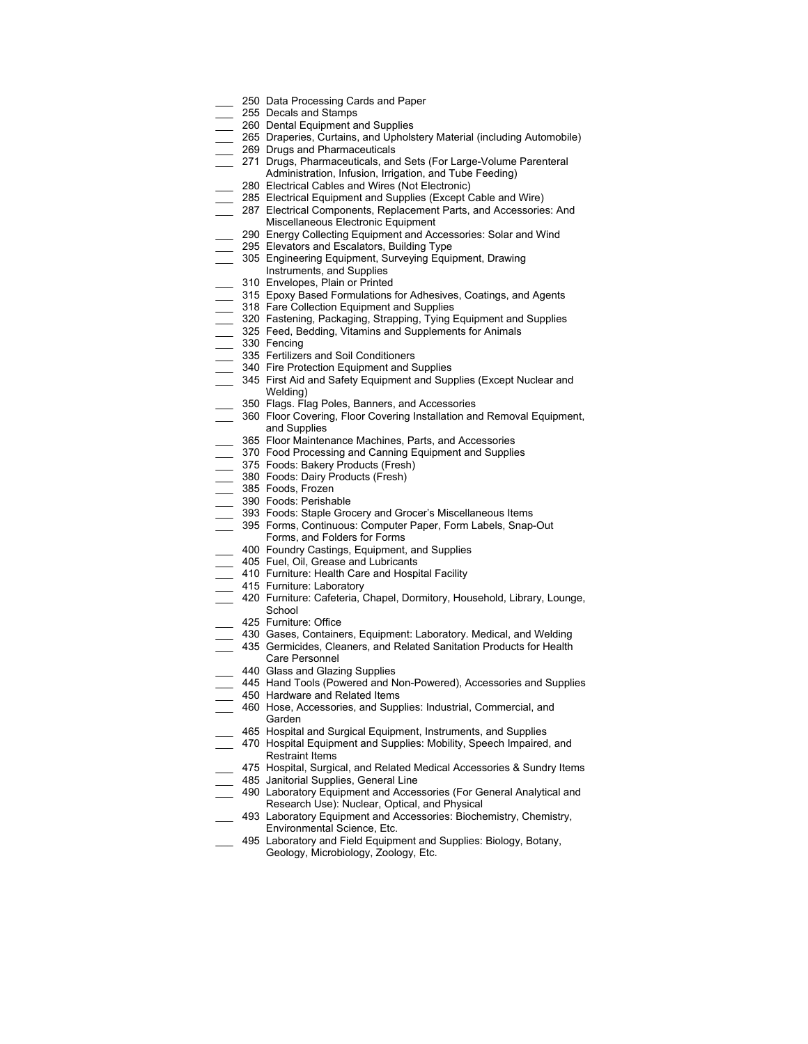___ 250 Data Processing Cards and Paper
___ 255 Decals and Stamps
___ 260 Dental Equipment and Supplies
___ 265 Draperies, Curtains, and Upholstery Material (including Automobile)
___ 269 Drugs and Pharmaceuticals
___ 271 Drugs, Pharmaceuticals, and Sets (For Large-Volume Parenteral Administration, Infusion, Irrigation, and Tube Feeding)
___ 280 Electrical Cables and Wires (Not Electronic)
___ 285 Electrical Equipment and Supplies (Except Cable and Wire)
___ 287 Electrical Components, Replacement Parts, and Accessories: And Miscellaneous Electronic Equipment
___ 290 Energy Collecting Equipment and Accessories: Solar and Wind
___ 295 Elevators and Escalators, Building Type
___ 305 Engineering Equipment, Surveying Equipment, Drawing Instruments, and Supplies
___ 310 Envelopes, Plain or Printed
___ 315 Epoxy Based Formulations for Adhesives, Coatings, and Agents
___ 318 Fare Collection Equipment and Supplies
___ 320 Fastening, Packaging, Strapping, Tying Equipment and Supplies
___ 325 Feed, Bedding, Vitamins and Supplements for Animals
___ 330 Fencing
___ 335 Fertilizers and Soil Conditioners
___ 340 Fire Protection Equipment and Supplies
___ 345 First Aid and Safety Equipment and Supplies (Except Nuclear and Welding)
___ 350 Flags. Flag Poles, Banners, and Accessories
___ 360 Floor Covering, Floor Covering Installation and Removal Equipment, and Supplies
___ 365 Floor Maintenance Machines, Parts, and Accessories
___ 370 Food Processing and Canning Equipment and Supplies
___ 375 Foods: Bakery Products (Fresh)
___ 380 Foods: Dairy Products (Fresh)
___ 385 Foods, Frozen
___ 390 Foods: Perishable
___ 393 Foods: Staple Grocery and Grocer's Miscellaneous Items
___ 395 Forms, Continuous: Computer Paper, Form Labels, Snap-Out Forms, and Folders for Forms
___ 400 Foundry Castings, Equipment, and Supplies
___ 405 Fuel, Oil, Grease and Lubricants
___ 410 Furniture: Health Care and Hospital Facility
___ 415 Furniture: Laboratory
___ 420 Furniture: Cafeteria, Chapel, Dormitory, Household, Library, Lounge, School
___ 425 Furniture: Office
___ 430 Gases, Containers, Equipment: Laboratory. Medical, and Welding
___ 435 Germicides, Cleaners, and Related Sanitation Products for Health Care Personnel
___ 440 Glass and Glazing Supplies
___ 445 Hand Tools (Powered and Non-Powered), Accessories and Supplies
___ 450 Hardware and Related Items
___ 460 Hose, Accessories, and Supplies: Industrial, Commercial, and Garden
___ 465 Hospital and Surgical Equipment, Instruments, and Supplies
___ 470 Hospital Equipment and Supplies: Mobility, Speech Impaired, and Restraint Items
___ 475 Hospital, Surgical, and Related Medical Accessories & Sundry Items
___ 485 Janitorial Supplies, General Line
___ 490 Laboratory Equipment and Accessories (For General Analytical and Research Use): Nuclear, Optical, and Physical
___ 493 Laboratory Equipment and Accessories: Biochemistry, Chemistry, Environmental Science, Etc.
___ 495 Laboratory and Field Equipment and Supplies: Biology, Botany, Geology, Microbiology, Zoology, Etc.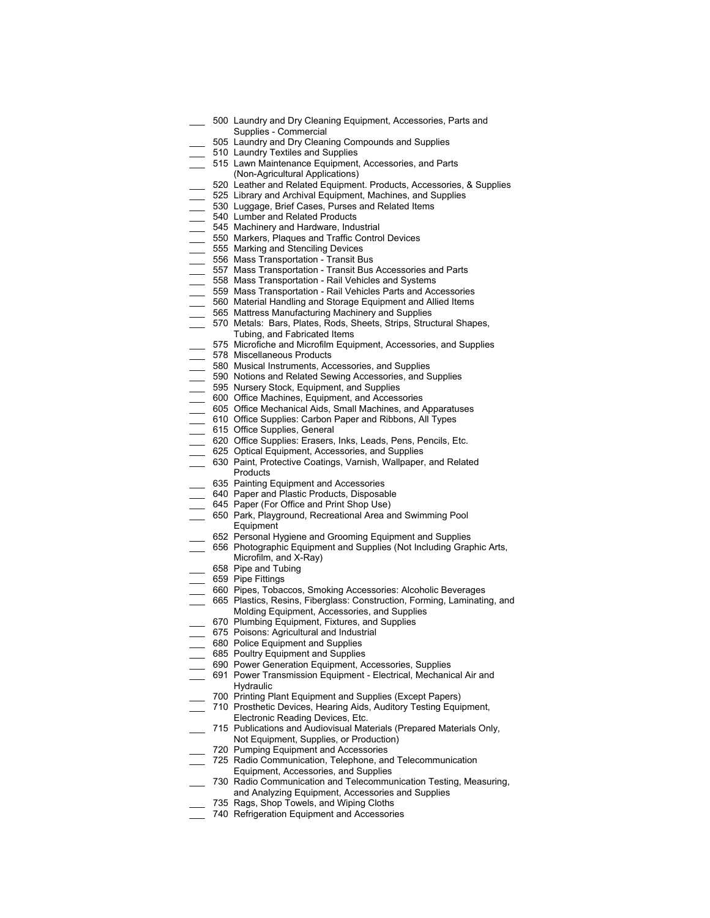___ 500 Laundry and Dry Cleaning Equipment, Accessories, Parts and Supplies - Commercial
___ 505 Laundry and Dry Cleaning Compounds and Supplies
___ 510 Laundry Textiles and Supplies
___ 515 Lawn Maintenance Equipment, Accessories, and Parts (Non-Agricultural Applications)
___ 520 Leather and Related Equipment. Products, Accessories, & Supplies
___ 525 Library and Archival Equipment, Machines, and Supplies
___ 530 Luggage, Brief Cases, Purses and Related Items
___ 540 Lumber and Related Products
___ 545 Machinery and Hardware, Industrial
___ 550 Markers, Plaques and Traffic Control Devices
___ 555 Marking and Stenciling Devices
___ 556 Mass Transportation - Transit Bus
___ 557 Mass Transportation - Transit Bus Accessories and Parts
___ 558 Mass Transportation - Rail Vehicles and Systems
___ 559 Mass Transportation - Rail Vehicles Parts and Accessories
___ 560 Material Handling and Storage Equipment and Allied Items
___ 565 Mattress Manufacturing Machinery and Supplies
___ 570 Metals: Bars, Plates, Rods, Sheets, Strips, Structural Shapes, Tubing, and Fabricated Items
___ 575 Microfiche and Microfilm Equipment, Accessories, and Supplies
___ 578 Miscellaneous Products
___ 580 Musical Instruments, Accessories, and Supplies
___ 590 Notions and Related Sewing Accessories, and Supplies
___ 595 Nursery Stock, Equipment, and Supplies
___ 600 Office Machines, Equipment, and Accessories
___ 605 Office Mechanical Aids, Small Machines, and Apparatuses
___ 610 Office Supplies: Carbon Paper and Ribbons, All Types
___ 615 Office Supplies, General
___ 620 Office Supplies: Erasers, Inks, Leads, Pens, Pencils, Etc.
___ 625 Optical Equipment, Accessories, and Supplies
___ 630 Paint, Protective Coatings, Varnish, Wallpaper, and Related Products
___ 635 Painting Equipment and Accessories
___ 640 Paper and Plastic Products, Disposable
___ 645 Paper (For Office and Print Shop Use)
___ 650 Park, Playground, Recreational Area and Swimming Pool Equipment
___ 652 Personal Hygiene and Grooming Equipment and Supplies
___ 656 Photographic Equipment and Supplies (Not Including Graphic Arts, Microfilm, and X-Ray)
___ 658 Pipe and Tubing
___ 659 Pipe Fittings
___ 660 Pipes, Tobaccos, Smoking Accessories: Alcoholic Beverages
___ 665 Plastics, Resins, Fiberglass: Construction, Forming, Laminating, and Molding Equipment, Accessories, and Supplies
___ 670 Plumbing Equipment, Fixtures, and Supplies
___ 675 Poisons: Agricultural and Industrial
___ 680 Police Equipment and Supplies
___ 685 Poultry Equipment and Supplies
___ 690 Power Generation Equipment, Accessories, Supplies
___ 691 Power Transmission Equipment - Electrical, Mechanical Air and Hydraulic
___ 700 Printing Plant Equipment and Supplies (Except Papers)
___ 710 Prosthetic Devices, Hearing Aids, Auditory Testing Equipment, Electronic Reading Devices, Etc.
___ 715 Publications and Audiovisual Materials (Prepared Materials Only, Not Equipment, Supplies, or Production)
___ 720 Pumping Equipment and Accessories
___ 725 Radio Communication, Telephone, and Telecommunication Equipment, Accessories, and Supplies
___ 730 Radio Communication and Telecommunication Testing, Measuring, and Analyzing Equipment, Accessories and Supplies
___ 735 Rags, Shop Towels, and Wiping Cloths
___ 740 Refrigeration Equipment and Accessories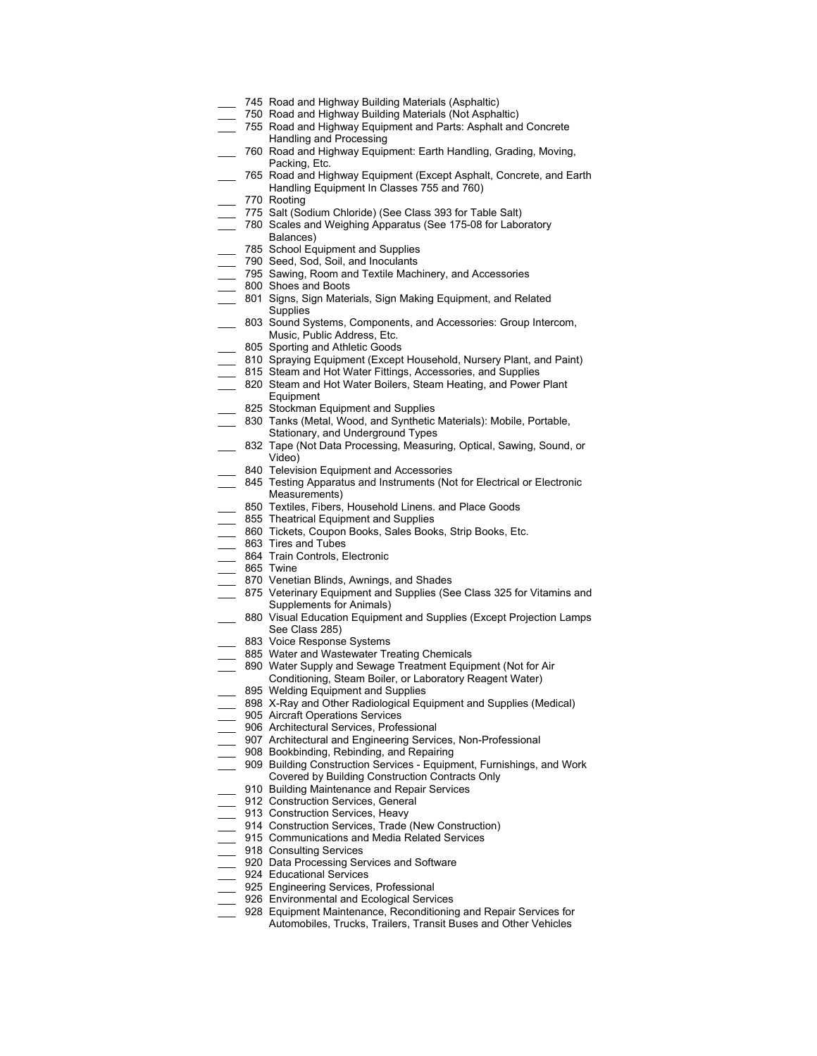___ 745 Road and Highway Building Materials (Asphaltic)
___ 750 Road and Highway Building Materials (Not Asphaltic)
___ 755 Road and Highway Equipment and Parts: Asphalt and Concrete Handling and Processing
___ 760 Road and Highway Equipment: Earth Handling, Grading, Moving, Packing, Etc.
___ 765 Road and Highway Equipment (Except Asphalt, Concrete, and Earth Handling Equipment In Classes 755 and 760)
___ 770 Rooting
___ 775 Salt (Sodium Chloride) (See Class 393 for Table Salt)
___ 780 Scales and Weighing Apparatus (See 175-08 for Laboratory Balances)
___ 785 School Equipment and Supplies
___ 790 Seed, Sod, Soil, and Inoculants
___ 795 Sawing, Room and Textile Machinery, and Accessories
___ 800 Shoes and Boots
___ 801 Signs, Sign Materials, Sign Making Equipment, and Related Supplies
___ 803 Sound Systems, Components, and Accessories: Group Intercom, Music, Public Address, Etc.
___ 805 Sporting and Athletic Goods
___ 810 Spraying Equipment (Except Household, Nursery Plant, and Paint)
___ 815 Steam and Hot Water Fittings, Accessories, and Supplies
___ 820 Steam and Hot Water Boilers, Steam Heating, and Power Plant Equipment
___ 825 Stockman Equipment and Supplies
___ 830 Tanks (Metal, Wood, and Synthetic Materials): Mobile, Portable, Stationary, and Underground Types
___ 832 Tape (Not Data Processing, Measuring, Optical, Sawing, Sound, or Video)
___ 840 Television Equipment and Accessories
___ 845 Testing Apparatus and Instruments (Not for Electrical or Electronic Measurements)
___ 850 Textiles, Fibers, Household Linens. and Place Goods
___ 855 Theatrical Equipment and Supplies
___ 860 Tickets, Coupon Books, Sales Books, Strip Books, Etc.
___ 863 Tires and Tubes
___ 864 Train Controls, Electronic
___ 865 Twine
___ 870 Venetian Blinds, Awnings, and Shades
___ 875 Veterinary Equipment and Supplies (See Class 325 for Vitamins and Supplements for Animals)
___ 880 Visual Education Equipment and Supplies (Except Projection Lamps See Class 285)
___ 883 Voice Response Systems
___ 885 Water and Wastewater Treating Chemicals
___ 890 Water Supply and Sewage Treatment Equipment (Not for Air Conditioning, Steam Boiler, or Laboratory Reagent Water)
___ 895 Welding Equipment and Supplies
___ 898 X-Ray and Other Radiological Equipment and Supplies (Medical)
___ 905 Aircraft Operations Services
___ 906 Architectural Services, Professional
___ 907 Architectural and Engineering Services, Non-Professional
___ 908 Bookbinding, Rebinding, and Repairing
___ 909 Building Construction Services - Equipment, Furnishings, and Work Covered by Building Construction Contracts Only
___ 910 Building Maintenance and Repair Services
___ 912 Construction Services, General
___ 913 Construction Services, Heavy
___ 914 Construction Services, Trade (New Construction)
___ 915 Communications and Media Related Services
___ 918 Consulting Services
___ 920 Data Processing Services and Software
___ 924 Educational Services
___ 925 Engineering Services, Professional
___ 926 Environmental and Ecological Services
___ 928 Equipment Maintenance, Reconditioning and Repair Services for Automobiles, Trucks, Trailers, Transit Buses and Other Vehicles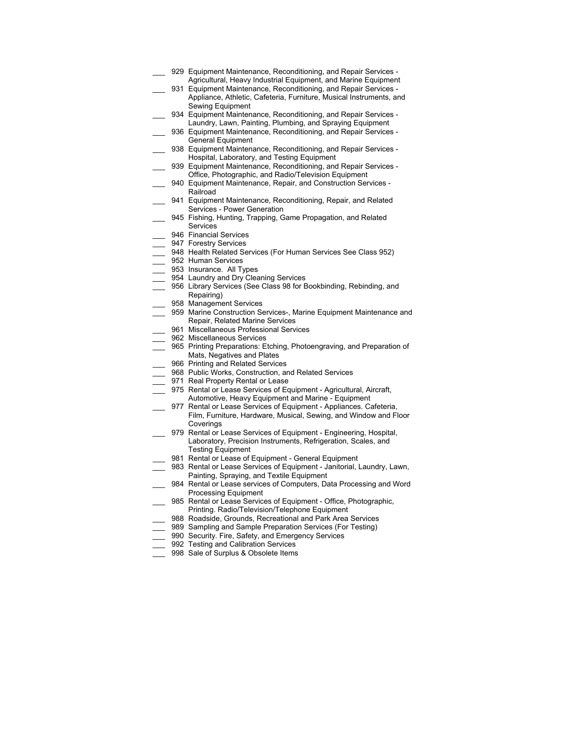___ 929 Equipment Maintenance, Reconditioning, and Repair Services - Agricultural, Heavy Industrial Equipment, and Marine Equipment
___ 931 Equipment Maintenance, Reconditioning, and Repair Services - Appliance, Athletic, Cafeteria, Furniture, Musical Instruments, and Sewing Equipment
___ 934 Equipment Maintenance, Reconditioning, and Repair Services - Laundry, Lawn, Painting, Plumbing, and Spraying Equipment
___ 936 Equipment Maintenance, Reconditioning, and Repair Services - General Equipment
___ 938 Equipment Maintenance, Reconditioning, and Repair Services - Hospital, Laboratory, and Testing Equipment
___ 939 Equipment Maintenance, Reconditioning, and Repair Services - Office, Photographic, and Radio/Television Equipment
___ 940 Equipment Maintenance, Repair, and Construction Services - Railroad
___ 941 Equipment Maintenance, Reconditioning, Repair, and Related Services - Power Generation
___ 945 Fishing, Hunting, Trapping, Game Propagation, and Related Services
___ 946 Financial Services
___ 947 Forestry Services
___ 948 Health Related Services (For Human Services See Class 952)
___ 952 Human Services
___ 953 Insurance. All Types
___ 954 Laundry and Dry Cleaning Services
___ 956 Library Services (See Class 98 for Bookbinding, Rebinding, and Repairing)
___ 958 Management Services
___ 959 Marine Construction Services-, Marine Equipment Maintenance and Repair, Related Marine Services
___ 961 Miscellaneous Professional Services
___ 962 Miscellaneous Services
___ 965 Printing Preparations: Etching, Photoengraving, and Preparation of Mats, Negatives and Plates
___ 966 Printing and Related Services
___ 968 Public Works, Construction, and Related Services
___ 971 Real Property Rental or Lease
___ 975 Rental or Lease Services of Equipment - Agricultural, Aircraft, Automotive, Heavy Equipment and Marine - Equipment
___ 977 Rental or Lease Services of Equipment - Appliances. Cafeteria, Film, Furniture, Hardware, Musical, Sewing, and Window and Floor Coverings
___ 979 Rental or Lease Services of Equipment - Engineering, Hospital, Laboratory, Precision Instruments, Refrigeration, Scales, and Testing Equipment
___ 981 Rental or Lease of Equipment - General Equipment
___ 983 Rental or Lease Services of Equipment - Janitorial, Laundry, Lawn, Painting, Spraying, and Textile Equipment
___ 984 Rental or Lease services of Computers, Data Processing and Word Processing Equipment
___ 985 Rental or Lease Services of Equipment - Office, Photographic, Printing. Radio/Television/Telephone Equipment
___ 988 Roadside, Grounds, Recreational and Park Area Services
___ 989 Sampling and Sample Preparation Services (For Testing)
___ 990 Security. Fire, Safety, and Emergency Services
___ 992 Testing and Calibration Services
___ 998 Sale of Surplus & Obsolete Items